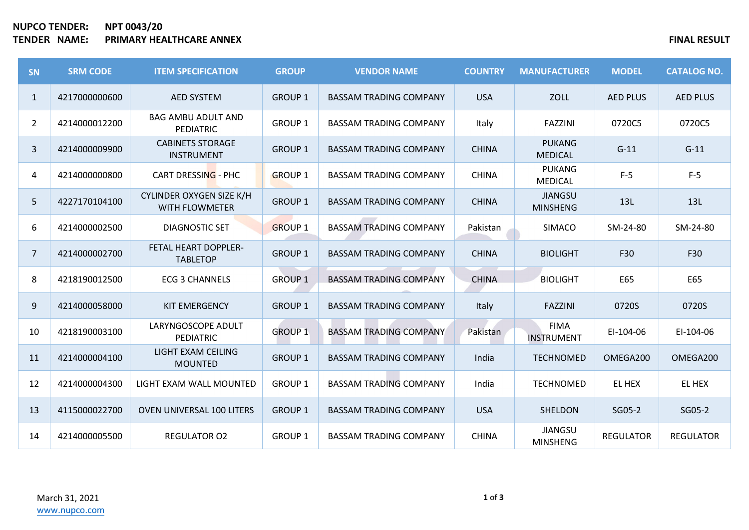**NUPCO TENDER:** NPT 0043/20
**TENDER NAME:** PRIMARY HEALTHCARE ANNEX

**FINAL RESULT**

| SN | SRM CODE | ITEM SPECIFICATION | GROUP | VENDOR NAME | COUNTRY | MANUFACTURER | MODEL | CATALOG NO. |
|---|---|---|---|---|---|---|---|---|
| 1 | 4217000000600 | AED SYSTEM | GROUP 1 | BASSAM TRADING COMPANY | USA | ZOLL | AED PLUS | AED PLUS |
| 2 | 4214000012200 | BAG AMBU ADULT AND PEDIATRIC | GROUP 1 | BASSAM TRADING COMPANY | Italy | FAZZINI | 0720C5 | 0720C5 |
| 3 | 4214000009900 | CABINETS STORAGE INSTRUMENT | GROUP 1 | BASSAM TRADING COMPANY | CHINA | PUKANG MEDICAL | G-11 | G-11 |
| 4 | 4214000000800 | CART DRESSING - PHC | GROUP 1 | BASSAM TRADING COMPANY | CHINA | PUKANG MEDICAL | F-5 | F-5 |
| 5 | 4227170104100 | CYLINDER OXYGEN SIZE K/H WITH FLOWMETER | GROUP 1 | BASSAM TRADING COMPANY | CHINA | JIANGSU MINSHENG | 13L | 13L |
| 6 | 4214000002500 | DIAGNOSTIC SET | GROUP 1 | BASSAM TRADING COMPANY | Pakistan | SIMACO | SM-24-80 | SM-24-80 |
| 7 | 4214000002700 | FETAL HEART DOPPLER-TABLETOP | GROUP 1 | BASSAM TRADING COMPANY | CHINA | BIOLIGHT | F30 | F30 |
| 8 | 4218190012500 | ECG 3 CHANNELS | GROUP 1 | BASSAM TRADING COMPANY | CHINA | BIOLIGHT | E65 | E65 |
| 9 | 4214000058000 | KIT EMERGENCY | GROUP 1 | BASSAM TRADING COMPANY | Italy | FAZZINI | 0720S | 0720S |
| 10 | 4218190003100 | LARYNGOSCOPE ADULT PEDIATRIC | GROUP 1 | BASSAM TRADING COMPANY | Pakistan | FIMA INSTRUMENT | EI-104-06 | EI-104-06 |
| 11 | 4214000004100 | LIGHT EXAM CEILING MOUNTED | GROUP 1 | BASSAM TRADING COMPANY | India | TECHNOMED | OMEGA200 | OMEGA200 |
| 12 | 4214000004300 | LIGHT EXAM WALL MOUNTED | GROUP 1 | BASSAM TRADING COMPANY | India | TECHNOMED | EL HEX | EL HEX |
| 13 | 4115000022700 | OVEN UNIVERSAL 100 LITERS | GROUP 1 | BASSAM TRADING COMPANY | USA | SHELDON | SG05-2 | SG05-2 |
| 14 | 4214000005500 | REGULATOR O2 | GROUP 1 | BASSAM TRADING COMPANY | CHINA | JIANGSU MINSHENG | REGULATOR | REGULATOR |

March 31, 2021
www.nupco.com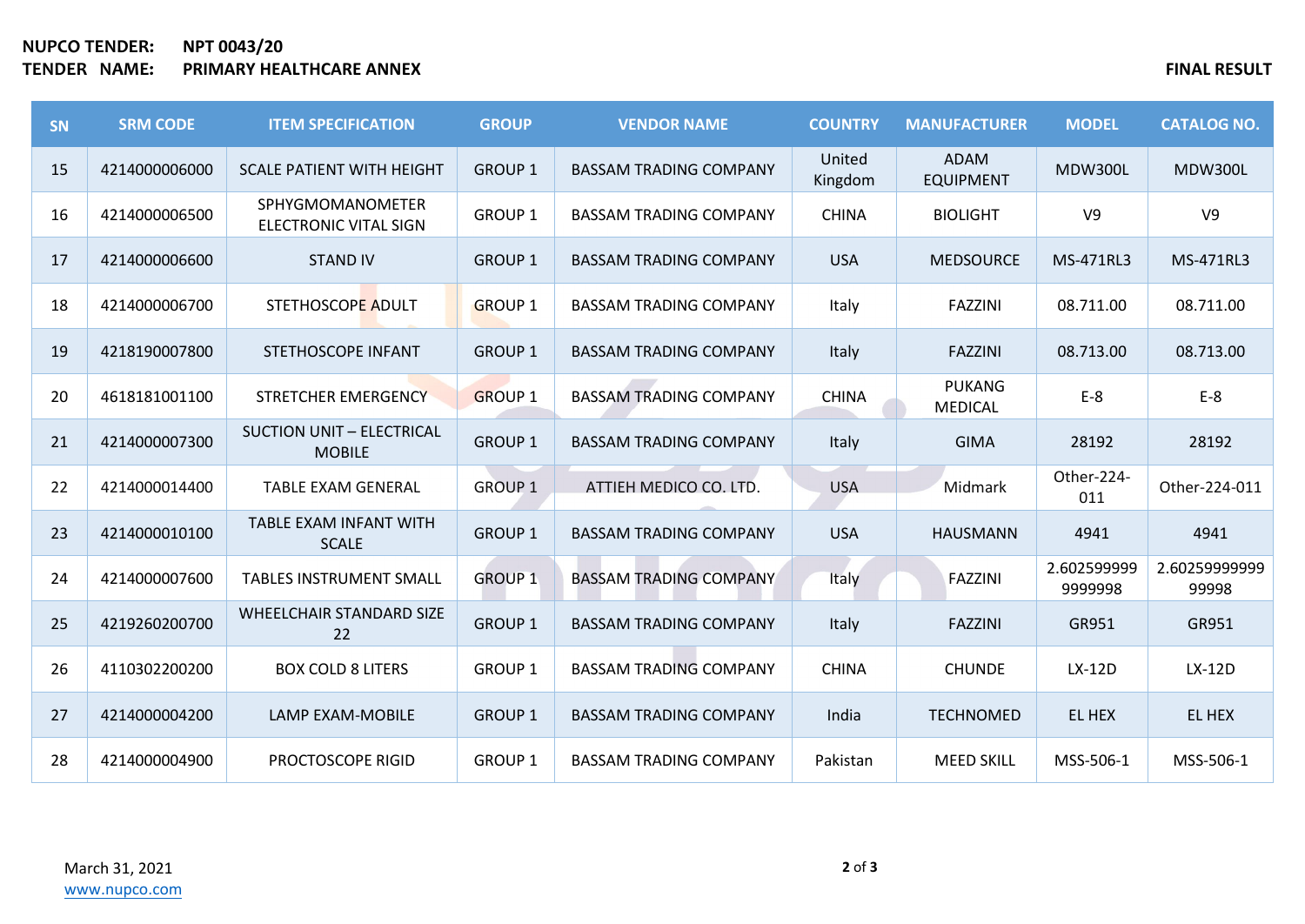**NUPCO TENDER:** **NPT 0043/20**
**TENDER NAME:** **PRIMARY HEALTHCARE ANNEX**

**FINAL RESULT**

| SN | SRM CODE | ITEM SPECIFICATION | GROUP | VENDOR NAME | COUNTRY | MANUFACTURER | MODEL | CATALOG NO. |
|---|---|---|---|---|---|---|---|---|
| 15 | 4214000006000 | SCALE PATIENT WITH HEIGHT | GROUP 1 | BASSAM TRADING COMPANY | United Kingdom | ADAM EQUIPMENT | MDW300L | MDW300L |
| 16 | 4214000006500 | SPHYGMOMANOMETER ELECTRONIC VITAL SIGN | GROUP 1 | BASSAM TRADING COMPANY | CHINA | BIOLIGHT | V9 | V9 |
| 17 | 4214000006600 | STAND IV | GROUP 1 | BASSAM TRADING COMPANY | USA | MEDSOURCE | MS-471RL3 | MS-471RL3 |
| 18 | 4214000006700 | STETHOSCOPE ADULT | GROUP 1 | BASSAM TRADING COMPANY | Italy | FAZZINI | 08.711.00 | 08.711.00 |
| 19 | 4218190007800 | STETHOSCOPE INFANT | GROUP 1 | BASSAM TRADING COMPANY | Italy | FAZZINI | 08.713.00 | 08.713.00 |
| 20 | 4618181001100 | STRETCHER EMERGENCY | GROUP 1 | BASSAM TRADING COMPANY | CHINA | PUKANG MEDICAL | E-8 | E-8 |
| 21 | 4214000007300 | SUCTION UNIT – ELECTRICAL MOBILE | GROUP 1 | BASSAM TRADING COMPANY | Italy | GIMA | 28192 | 28192 |
| 22 | 4214000014400 | TABLE EXAM GENERAL | GROUP 1 | ATTIEH MEDICO CO. LTD. | USA | Midmark | Other-224-011 | Other-224-011 |
| 23 | 4214000010100 | TABLE EXAM INFANT WITH SCALE | GROUP 1 | BASSAM TRADING COMPANY | USA | HAUSMANN | 4941 | 4941 |
| 24 | 4214000007600 | TABLES INSTRUMENT SMALL | GROUP 1 | BASSAM TRADING COMPANY | Italy | FAZZINI | 2.6025999999999998 | 2.6025999999999998 |
| 25 | 4219260200700 | WHEELCHAIR STANDARD SIZE 22 | GROUP 1 | BASSAM TRADING COMPANY | Italy | FAZZINI | GR951 | GR951 |
| 26 | 4110302200200 | BOX COLD 8 LITERS | GROUP 1 | BASSAM TRADING COMPANY | CHINA | CHUNDE | LX-12D | LX-12D |
| 27 | 4214000004200 | LAMP EXAM-MOBILE | GROUP 1 | BASSAM TRADING COMPANY | India | TECHNOMED | EL HEX | EL HEX |
| 28 | 4214000004900 | PROCTOSCOPE RIGID | GROUP 1 | BASSAM TRADING COMPANY | Pakistan | MEED SKILL | MSS-506-1 | MSS-506-1 |

March 31, 2021
www.nupco.com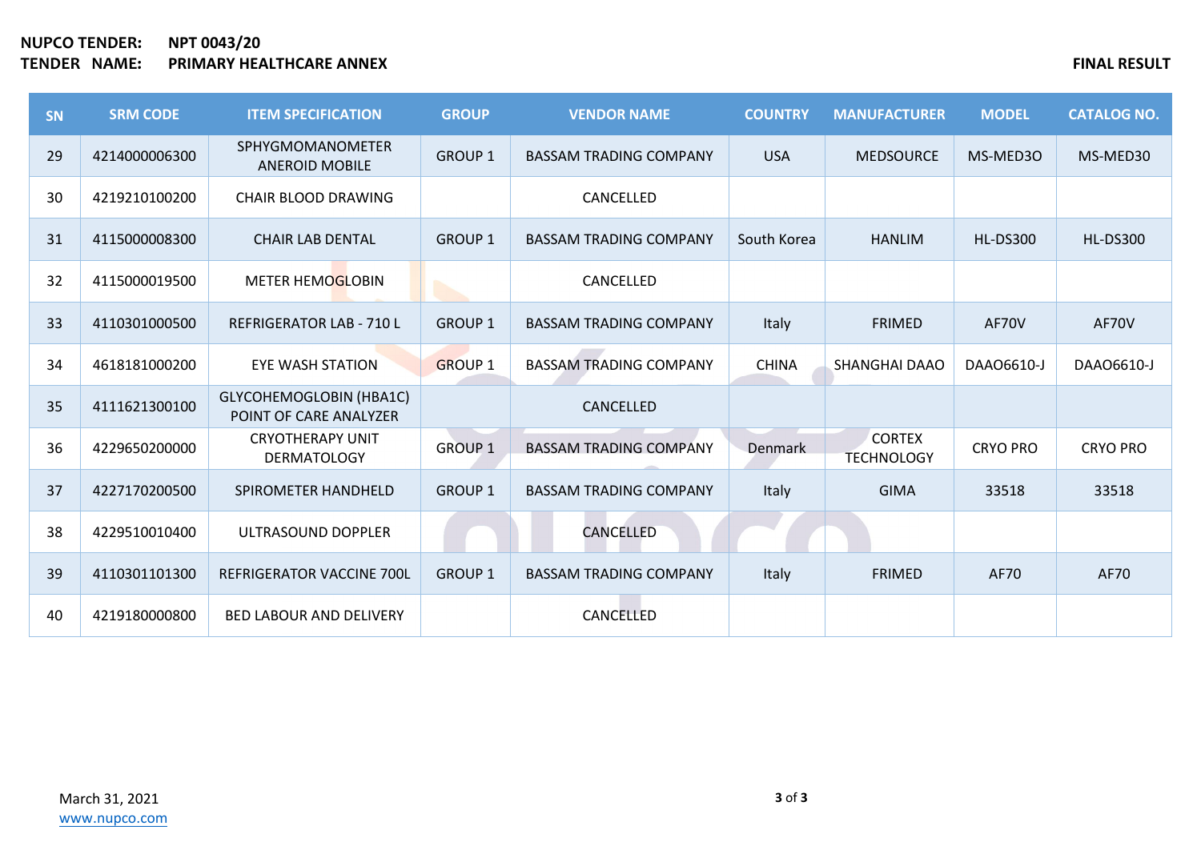**NUPCO TENDER:** **NPT 0043/20**
**TENDER NAME:** **PRIMARY HEALTHCARE ANNEX**

**FINAL RESULT**

| SN | SRM CODE | ITEM SPECIFICATION | GROUP | VENDOR NAME | COUNTRY | MANUFACTURER | MODEL | CATALOG NO. |
|---|---|---|---|---|---|---|---|---|
| 29 | 4214000006300 | SPHYGMOMANOMETER ANEROID MOBILE | GROUP 1 | BASSAM TRADING COMPANY | USA | MEDSOURCE | MS-MED3O | MS-MED30 |
| 30 | 4219210100200 | CHAIR BLOOD DRAWING | | CANCELLED | | | | |
| 31 | 4115000008300 | CHAIR LAB DENTAL | GROUP 1 | BASSAM TRADING COMPANY | South Korea | HANLIM | HL-DS300 | HL-DS300 |
| 32 | 4115000019500 | METER HEMOGLOBIN | | CANCELLED | | | | |
| 33 | 4110301000500 | REFRIGERATOR LAB - 710 L | GROUP 1 | BASSAM TRADING COMPANY | Italy | FRIMED | AF70V | AF70V |
| 34 | 4618181000200 | EYE WASH STATION | GROUP 1 | BASSAM TRADING COMPANY | CHINA | SHANGHAI DAAO | DAAO6610-J | DAAO6610-J |
| 35 | 4111621300100 | GLYCOHEMOGLOBIN (HBA1C) POINT OF CARE ANALYZER | | CANCELLED | | | | |
| 36 | 4229650200000 | CRYOTHERAPY UNIT DERMATOLOGY | GROUP 1 | BASSAM TRADING COMPANY | Denmark | CORTEX TECHNOLOGY | CRYO PRO | CRYO PRO |
| 37 | 4227170200500 | SPIROMETER HANDHELD | GROUP 1 | BASSAM TRADING COMPANY | Italy | GIMA | 33518 | 33518 |
| 38 | 4229510010400 | ULTRASOUND DOPPLER | | CANCELLED | | | | |
| 39 | 4110301101300 | REFRIGERATOR VACCINE 700L | GROUP 1 | BASSAM TRADING COMPANY | Italy | FRIMED | AF70 | AF70 |
| 40 | 4219180000800 | BED LABOUR AND DELIVERY | | CANCELLED | | | | |

March 31, 2021
www.nupco.com